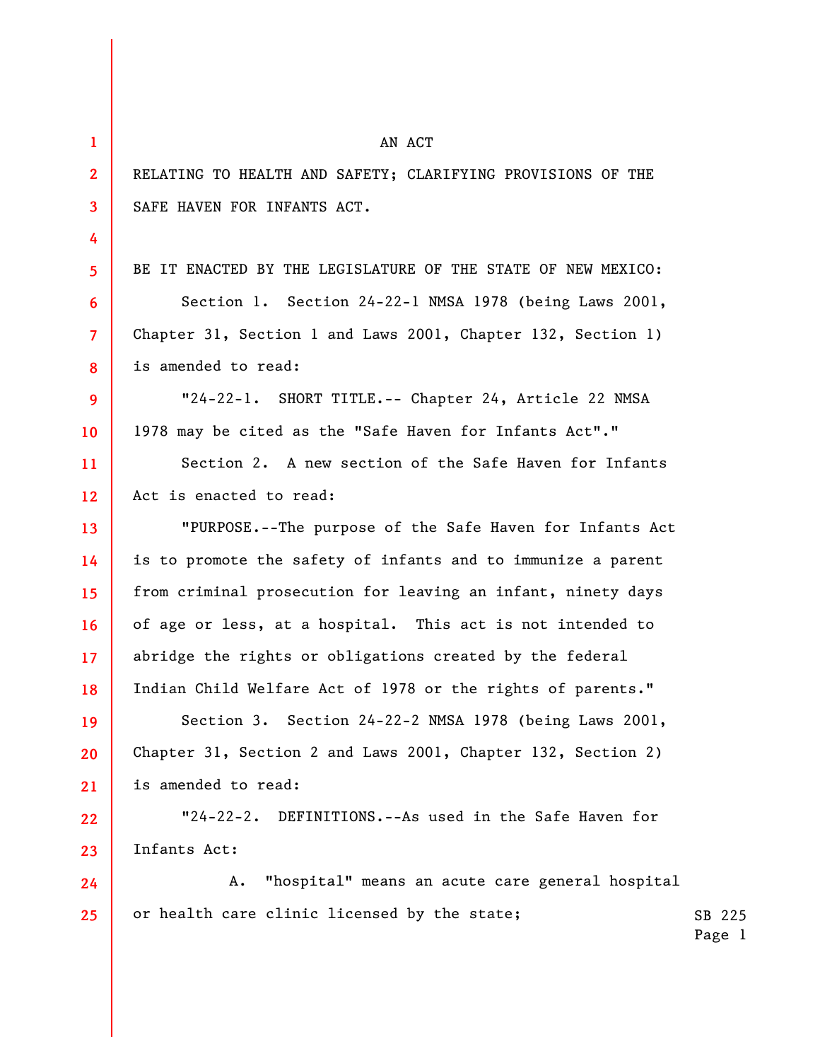AN ACT

RELATING TO HEALTH AND SAFETY; CLARIFYING PROVISIONS OF THE SAFE HAVEN FOR INFANTS ACT.

BE IT ENACTED BY THE LEGISLATURE OF THE STATE OF NEW MEXICO:

Section 1. Section 24-22-1 NMSA 1978 (being Laws 2001, Chapter 31, Section 1 and Laws 2001, Chapter 132, Section 1) is amended to read:

"24-22-1. SHORT TITLE.-- Chapter 24, Article 22 NMSA 1978 may be cited as the "Safe Haven for Infants Act"."

Section 2. A new section of the Safe Haven for Infants Act is enacted to read:

"PURPOSE.--The purpose of the Safe Haven for Infants Act is to promote the safety of infants and to immunize a parent from criminal prosecution for leaving an infant, ninety days of age or less, at a hospital. This act is not intended to abridge the rights or obligations created by the federal Indian Child Welfare Act of 1978 or the rights of parents."

Section 3. Section 24-22-2 NMSA 1978 (being Laws 2001, Chapter 31, Section 2 and Laws 2001, Chapter 132, Section 2) is amended to read:

"24-22-2. DEFINITIONS.--As used in the Safe Haven for Infants Act:

A. "hospital" means an acute care general hospital or health care clinic licensed by the state;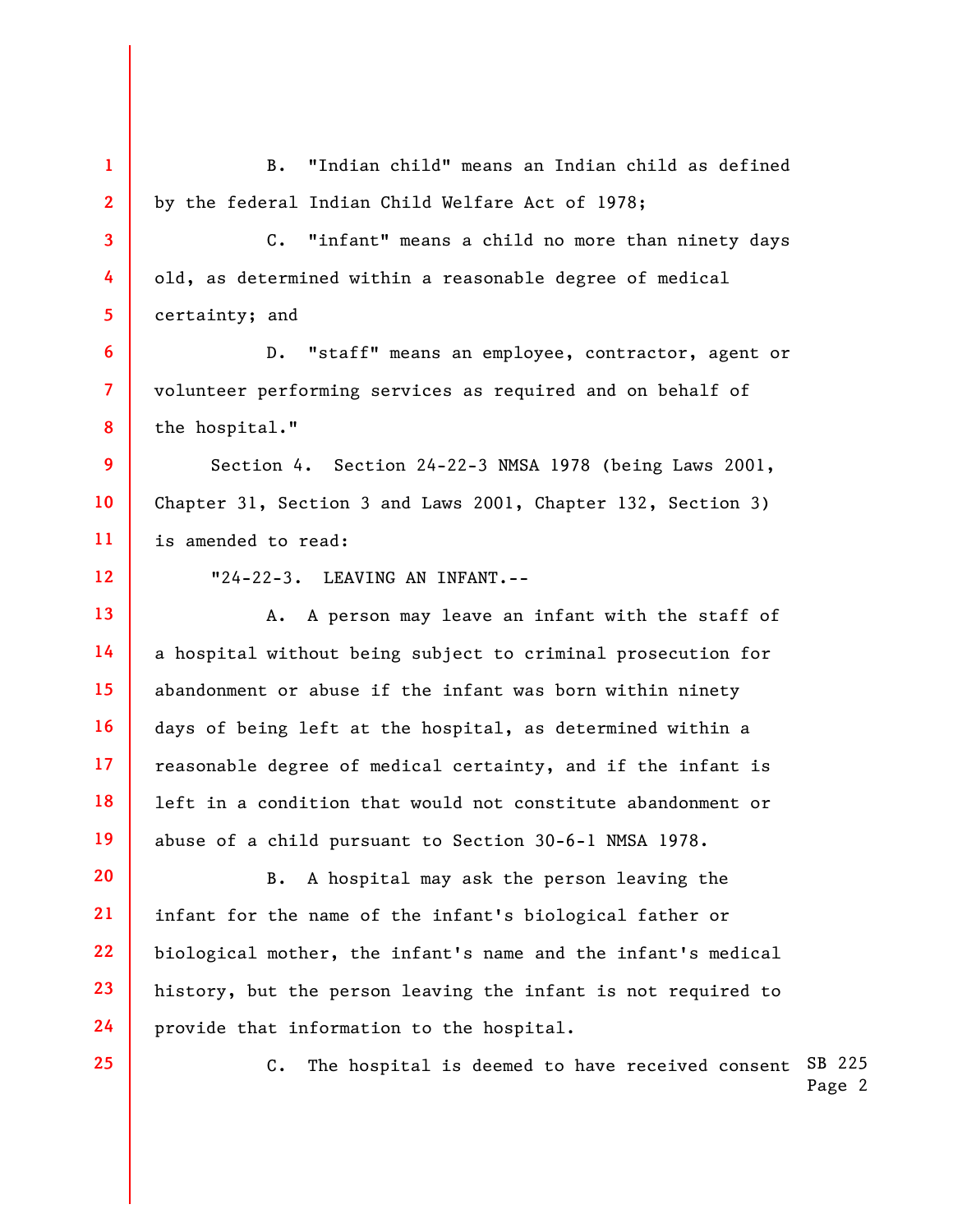B. "Indian child" means an Indian child as defined by the federal Indian Child Welfare Act of 1978;

C. "infant" means a child no more than ninety days old, as determined within a reasonable degree of medical certainty; and

D. "staff" means an employee, contractor, agent or volunteer performing services as required and on behalf of the hospital."

Section 4. Section 24-22-3 NMSA 1978 (being Laws 2001, Chapter 31, Section 3 and Laws 2001, Chapter 132, Section 3) is amended to read:

"24-22-3. LEAVING AN INFANT.--

A. A person may leave an infant with the staff of a hospital without being subject to criminal prosecution for abandonment or abuse if the infant was born within ninety days of being left at the hospital, as determined within a reasonable degree of medical certainty, and if the infant is left in a condition that would not constitute abandonment or abuse of a child pursuant to Section 30-6-1 NMSA 1978.

B. A hospital may ask the person leaving the infant for the name of the infant's biological father or biological mother, the infant's name and the infant's medical history, but the person leaving the infant is not required to provide that information to the hospital.

C. The hospital is deemed to have received consent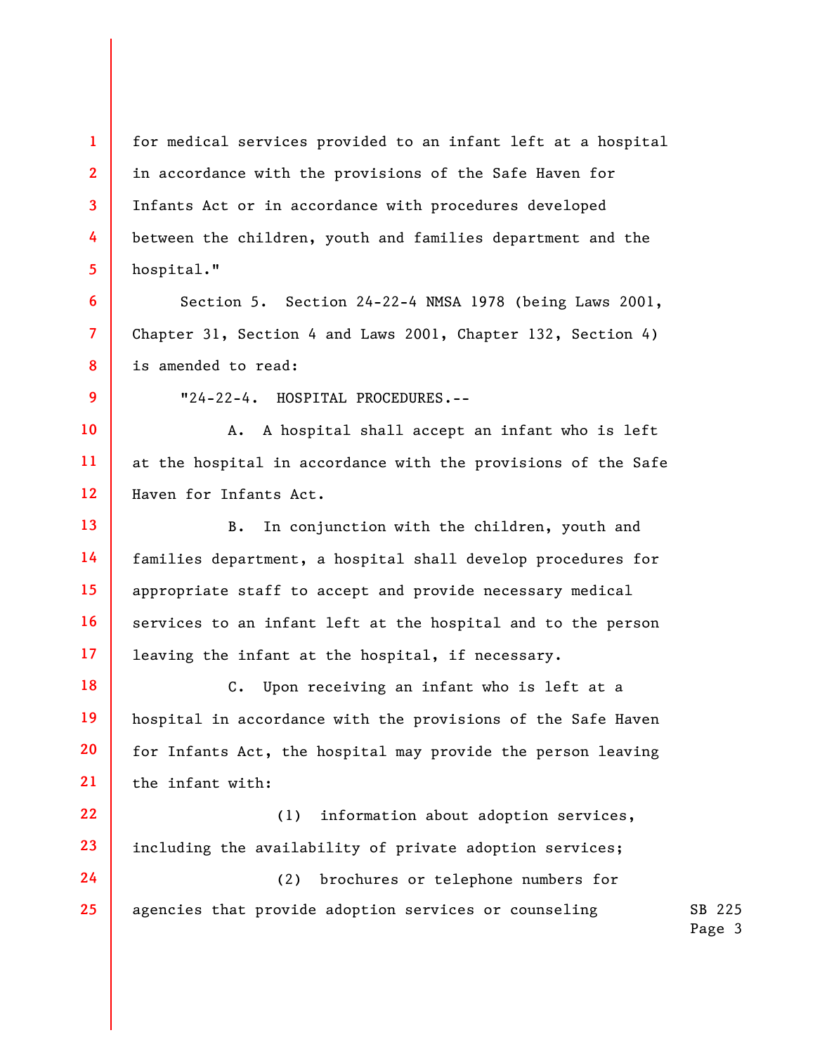for medical services provided to an infant left at a hospital in accordance with the provisions of the Safe Haven for Infants Act or in accordance with procedures developed between the children, youth and families department and the hospital."

Section 5. Section 24-22-4 NMSA 1978 (being Laws 2001, Chapter 31, Section 4 and Laws 2001, Chapter 132, Section 4) is amended to read:

"24-22-4. HOSPITAL PROCEDURES.--

A. A hospital shall accept an infant who is left at the hospital in accordance with the provisions of the Safe Haven for Infants Act.

B. In conjunction with the children, youth and families department, a hospital shall develop procedures for appropriate staff to accept and provide necessary medical services to an infant left at the hospital and to the person leaving the infant at the hospital, if necessary.

C. Upon receiving an infant who is left at a hospital in accordance with the provisions of the Safe Haven for Infants Act, the hospital may provide the person leaving the infant with:

(1) information about adoption services, including the availability of private adoption services;

(2) brochures or telephone numbers for agencies that provide adoption services or counseling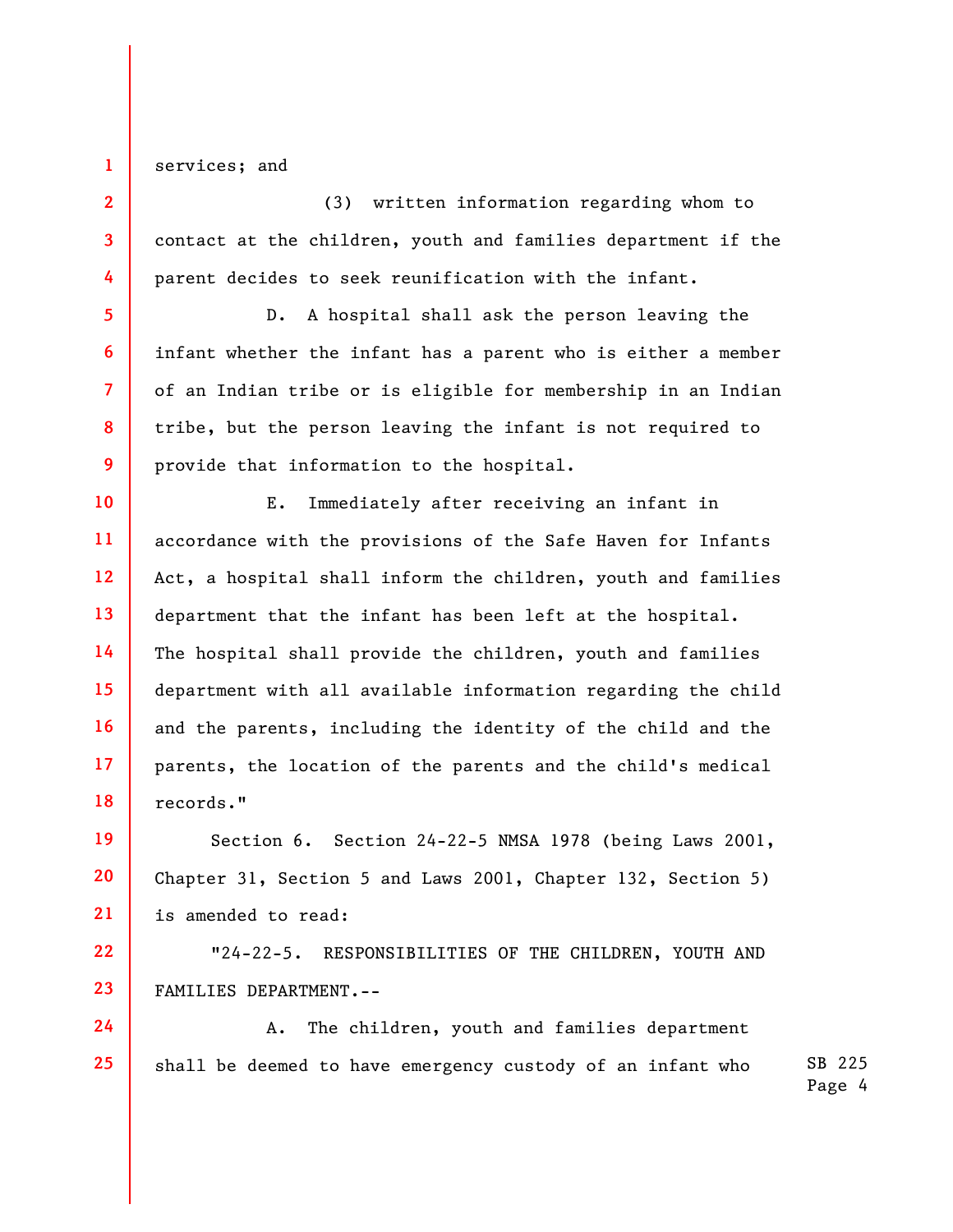services; and

(3) written information regarding whom to contact at the children, youth and families department if the parent decides to seek reunification with the infant.

D. A hospital shall ask the person leaving the infant whether the infant has a parent who is either a member of an Indian tribe or is eligible for membership in an Indian tribe, but the person leaving the infant is not required to provide that information to the hospital.

E. Immediately after receiving an infant in accordance with the provisions of the Safe Haven for Infants Act, a hospital shall inform the children, youth and families department that the infant has been left at the hospital. The hospital shall provide the children, youth and families department with all available information regarding the child and the parents, including the identity of the child and the parents, the location of the parents and the child's medical records."

Section 6. Section 24-22-5 NMSA 1978 (being Laws 2001, Chapter 31, Section 5 and Laws 2001, Chapter 132, Section 5) is amended to read:

"24-22-5. RESPONSIBILITIES OF THE CHILDREN, YOUTH AND FAMILIES DEPARTMENT.--

A. The children, youth and families department shall be deemed to have emergency custody of an infant who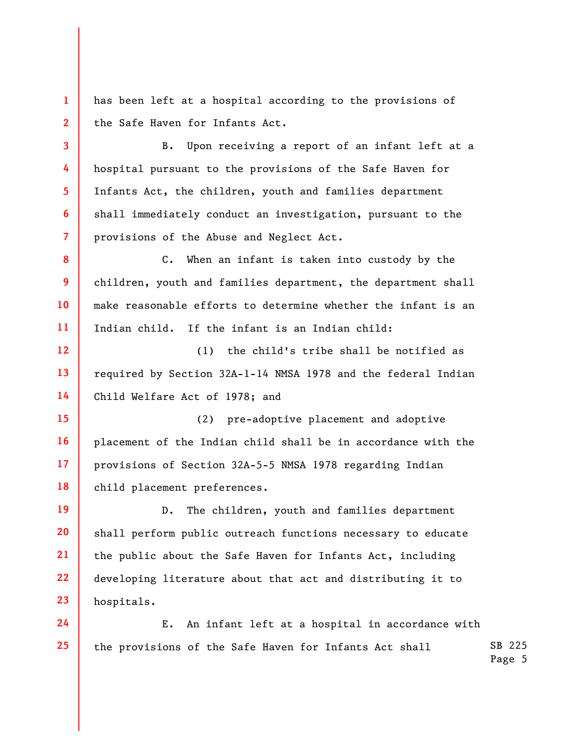has been left at a hospital according to the provisions of the Safe Haven for Infants Act.

B. Upon receiving a report of an infant left at a hospital pursuant to the provisions of the Safe Haven for Infants Act, the children, youth and families department shall immediately conduct an investigation, pursuant to the provisions of the Abuse and Neglect Act.

C. When an infant is taken into custody by the children, youth and families department, the department shall make reasonable efforts to determine whether the infant is an Indian child. If the infant is an Indian child:

(1) the child's tribe shall be notified as required by Section 32A-1-14 NMSA 1978 and the federal Indian Child Welfare Act of 1978; and

(2) pre-adoptive placement and adoptive placement of the Indian child shall be in accordance with the provisions of Section 32A-5-5 NMSA 1978 regarding Indian child placement preferences.

D. The children, youth and families department shall perform public outreach functions necessary to educate the public about the Safe Haven for Infants Act, including developing literature about that act and distributing it to hospitals.

E. An infant left at a hospital in accordance with the provisions of the Safe Haven for Infants Act shall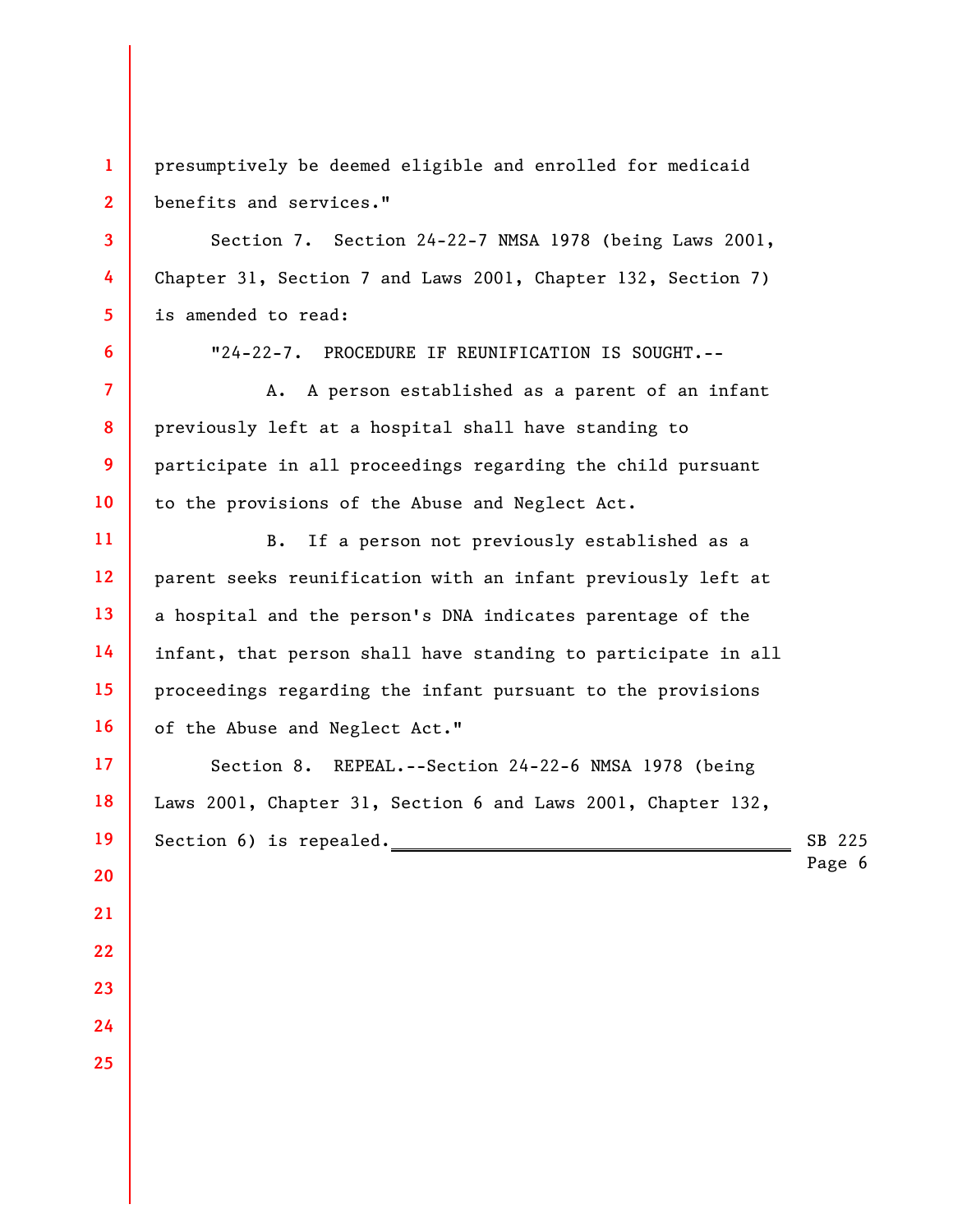presumptively be deemed eligible and enrolled for medicaid benefits and services."

Section 7. Section 24-22-7 NMSA 1978 (being Laws 2001, Chapter 31, Section 7 and Laws 2001, Chapter 132, Section 7) is amended to read:

"24-22-7. PROCEDURE IF REUNIFICATION IS SOUGHT.--

A. A person established as a parent of an infant previously left at a hospital shall have standing to participate in all proceedings regarding the child pursuant to the provisions of the Abuse and Neglect Act.

B. If a person not previously established as a parent seeks reunification with an infant previously left at a hospital and the person's DNA indicates parentage of the infant, that person shall have standing to participate in all proceedings regarding the infant pursuant to the provisions of the Abuse and Neglect Act."

Section 8. REPEAL.--Section 24-22-6 NMSA 1978 (being Laws 2001, Chapter 31, Section 6 and Laws 2001, Chapter 132, Section 6) is repealed.